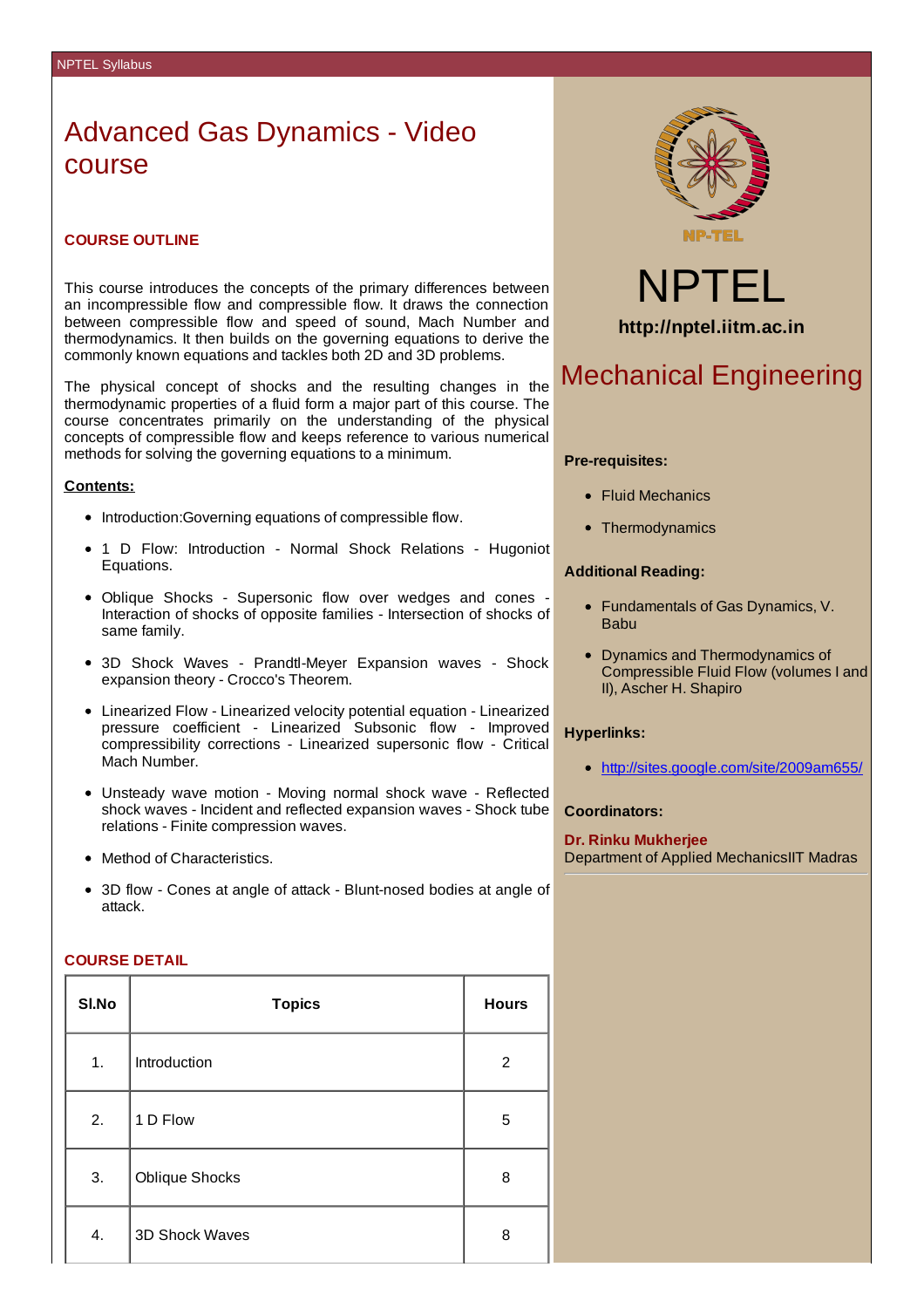# Advanced Gas Dynamics - Video course

### COURSE OUTLINE

This course introduces the concepts of the primary differences between an incompressible flow and compressible flow. It draws the connection between compressible flow and speed of sound, Mach Number and thermodynamics. It then builds on the governing equations to derive the commonly known equations and tackles both 2D and 3D problems.

The physical concept of shocks and the resulting changes in the thermodynamic properties of a fluid form a major part of this course. The course concentrates primarily on the understanding of the physical concepts of compressible flow and keeps reference to various numerical methods for solving the governing equations to a minimum.

**Contents:**

- Introduction:Governing equations of compressible flow.
- 1 D Flow: Introduction - Normal Shock Relations - Hugoniot Equations.
- Oblique Shocks - Supersonic flow over wedges and cones - Interaction of shocks of opposite families - Intersection of shocks of same family.
- 3D Shock Waves - Prandtl-Meyer Expansion waves - Shock expansion theory - Crocco's Theorem.
- Linearized Flow - Linearized velocity potential equation - Linearized pressure coefficient - Linearized Subsonic flow - Improved compressibility corrections - Linearized supersonic flow - Critical Mach Number.
- Unsteady wave motion - Moving normal shock wave - Reflected shock waves - Incident and reflected expansion waves - Shock tube relations - Finite compression waves.
- Method of Characteristics.
- 3D flow - Cones at angle of attack - Blunt-nosed bodies at angle of attack.

### COURSE DETAIL

| Sl.No | Topics | Hours |
|---|---|---|
| 1. | Introduction | 2 |
| 2. | 1 D Flow | 5 |
| 3. | Oblique Shocks | 8 |
| 4. | 3D Shock Waves | 8 |

NP-TEL

# NPTEL

**http://nptel.iitm.ac.in**

## Mechanical Engineering

**Pre-requisites:**

- Fluid Mechanics
- Thermodynamics

**Additional Reading:**

- Fundamentals of Gas Dynamics, V. Babu
- Dynamics and Thermodynamics of Compressible Fluid Flow (volumes I and II), Ascher H. Shapiro

**Hyperlinks:**

- http://sites.google.com/site/2009am655/

**Coordinators:**

**Dr. Rinku Mukherjee**
Department of Applied MechanicsIIT Madras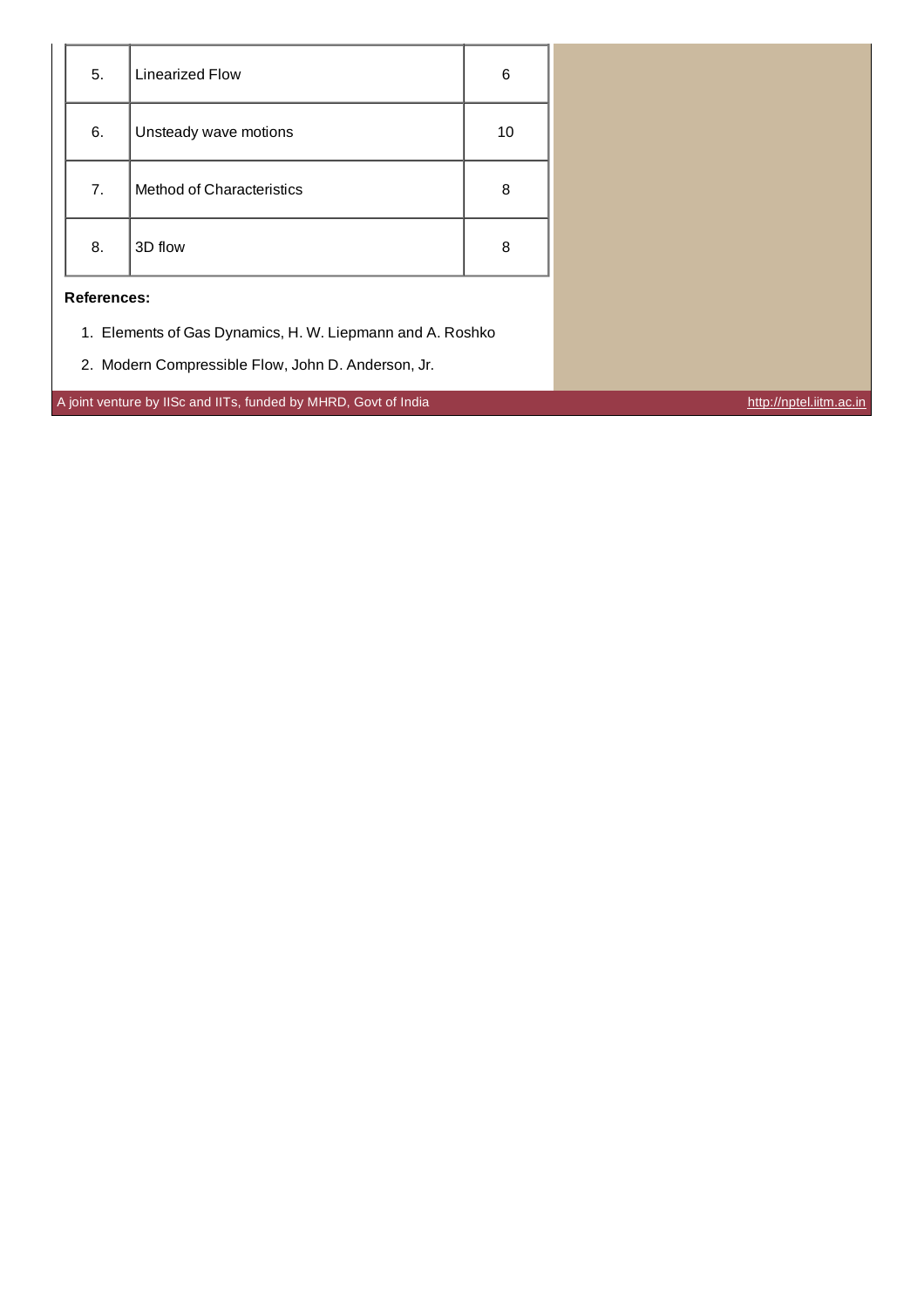| | | |
|---|---|---|
| 5. | Linearized Flow | 6 |
| 6. | Unsteady wave motions | 10 |
| 7. | Method of Characteristics | 8 |
| 8. | 3D flow | 8 |

**References:**

1. Elements of Gas Dynamics, H. W. Liepmann and A. Roshko
2. Modern Compressible Flow, John D. Anderson, Jr.

A joint venture by IISc and IITs, funded by MHRD, Govt of India http://nptel.iitm.ac.in